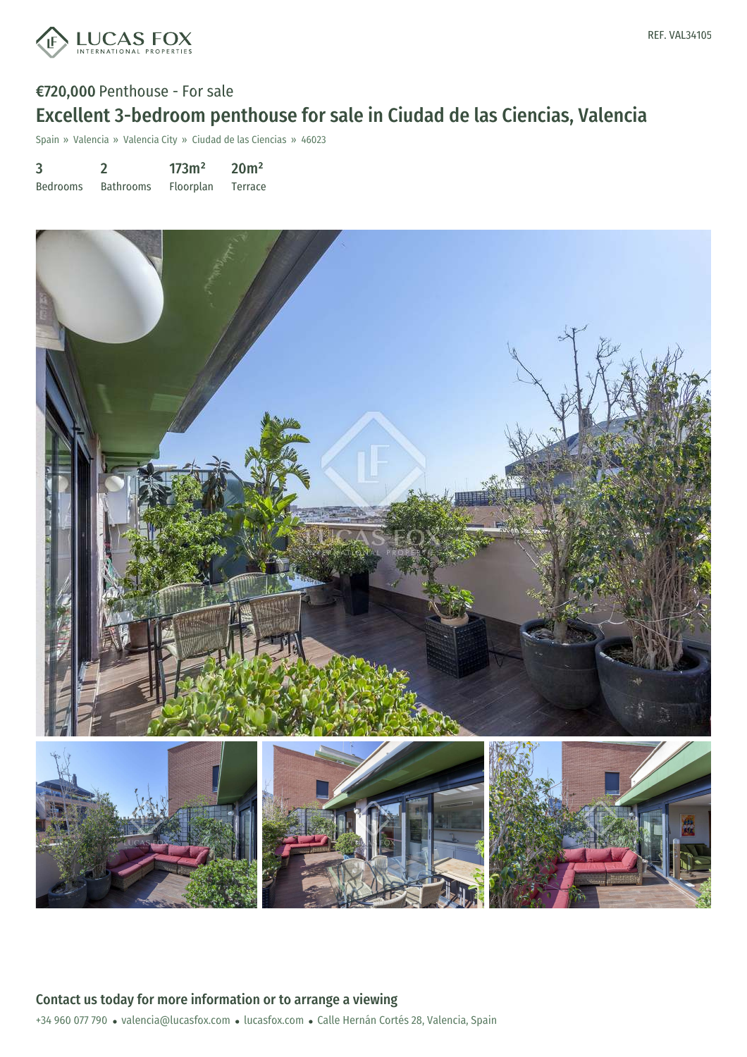REF. VAL34105

€720,000 Penthouse - For sale

# Excellent 3-bedroom penthouse for sale in Ciudad de las Ciencias, Valencia

Spain » Valencia » Valencia City » Ciudad de las Ciencias » 46023

| 3 | 2 | 173m² | 20m² |
|---|---|---|---|
| Bedrooms | Bathrooms | Floorplan | Terrace |

## Contact us today for more information or to arrange a viewing

+34 960 077 790 • valencia@lucasfox.com • lucasfox.com • Calle Hernán Cortés 28, Valencia, Spain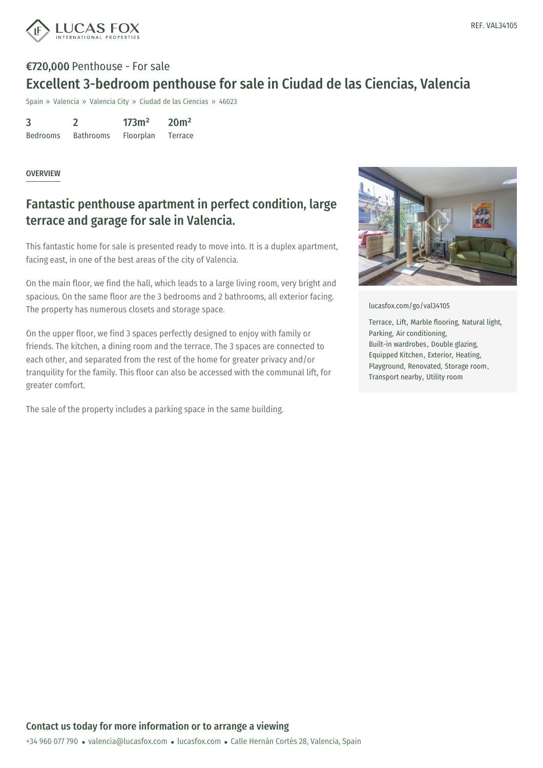REF. VAL34105

**€720,000** Penthouse - For sale

# Excellent 3-bedroom penthouse for sale in Ciudad de las Ciencias, Valencia

Spain » Valencia » Valencia City » Ciudad de las Ciencias » 46023

| 3 | 2 | 173m² | 20m² |
|---|---|---|---|
| Bedrooms | Bathrooms | Floorplan | Terrace |

OVERVIEW

## Fantastic penthouse apartment in perfect condition, large terrace and garage for sale in Valencia.

This fantastic home for sale is presented ready to move into. It is a duplex apartment, facing east, in one of the best areas of the city of Valencia.

On the main floor, we find the hall, which leads to a large living room, very bright and spacious. On the same floor are the 3 bedrooms and 2 bathrooms, all exterior facing. The property has numerous closets and storage space.

On the upper floor, we find 3 spaces perfectly designed to enjoy with family or friends. The kitchen, a dining room and the terrace. The 3 spaces are connected to each other, and separated from the rest of the home for greater privacy and/or tranquility for the family. This floor can also be accessed with the communal lift, for greater comfort.

The sale of the property includes a parking space in the same building.

lucasfox.com/go/val34105

Terrace, Lift, Marble flooring, Natural light, Parking, Air conditioning, Built-in wardrobes, Double glazing, Equipped Kitchen, Exterior, Heating, Playground, Renovated, Storage room, Transport nearby, Utility room

**Contact us today for more information or to arrange a viewing**

+34 960 077 790 • valencia@lucasfox.com • lucasfox.com • Calle Hernán Cortés 28, Valencia, Spain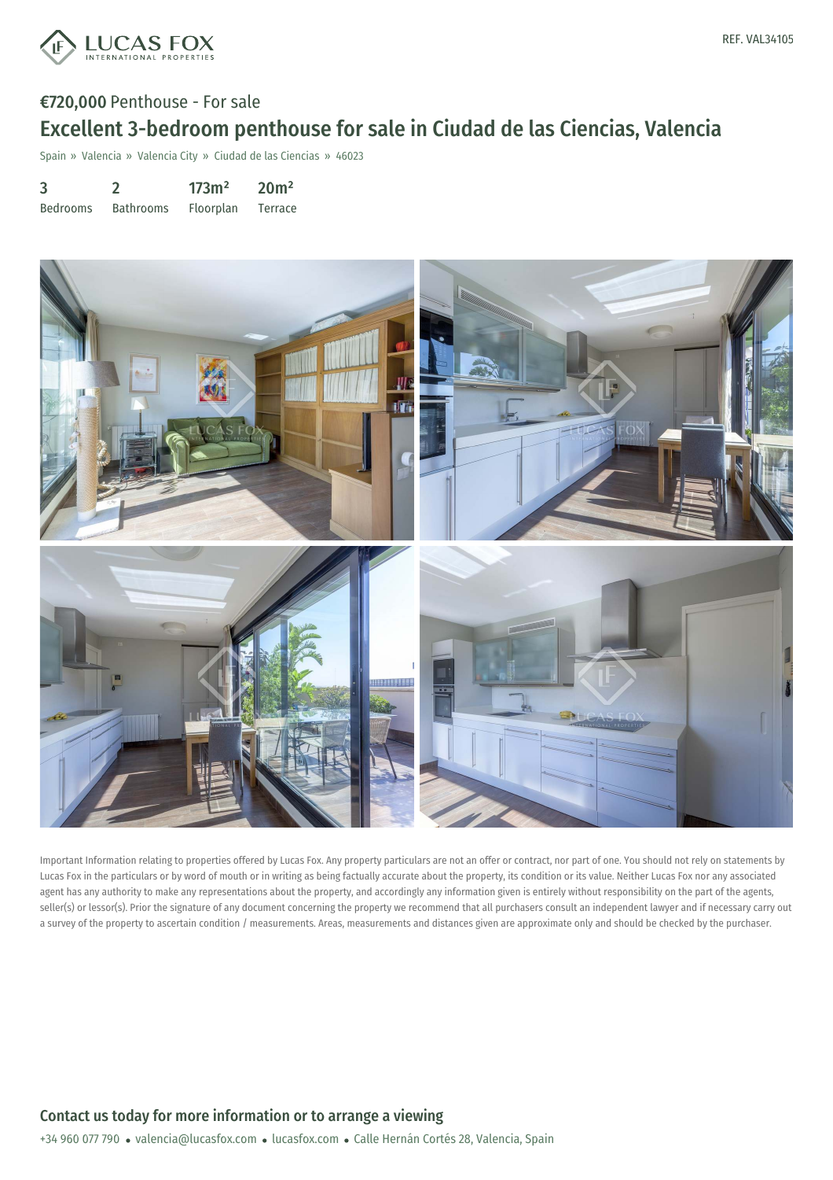REF. VAL34105

**€720,000** Penthouse - For sale

# Excellent 3-bedroom penthouse for sale in Ciudad de las Ciencias, Valencia

Spain » Valencia » Valencia City » Ciudad de las Ciencias » 46023

| 3 | 2 | 173m² | 20m² |
| --- | --- | --- | --- |
| Bedrooms | Bathrooms | Floorplan | Terrace |

Important Information relating to properties offered by Lucas Fox. Any property particulars are not an offer or contract, nor part of one. You should not rely on statements by Lucas Fox in the particulars or by word of mouth or in writing as being factually accurate about the property, its condition or its value. Neither Lucas Fox nor any associated agent has any authority to make any representations about the property, and accordingly any information given is entirely without responsibility on the part of the agents, seller(s) or lessor(s). Prior the signature of any document concerning the property we recommend that all purchasers consult an independent lawyer and if necessary carry out a survey of the property to ascertain condition / measurements. Areas, measurements and distances given are approximate only and should be checked by the purchaser.

## Contact us today for more information or to arrange a viewing

+34 960 077 790 • valencia@lucasfox.com • lucasfox.com • Calle Hernán Cortés 28, Valencia, Spain